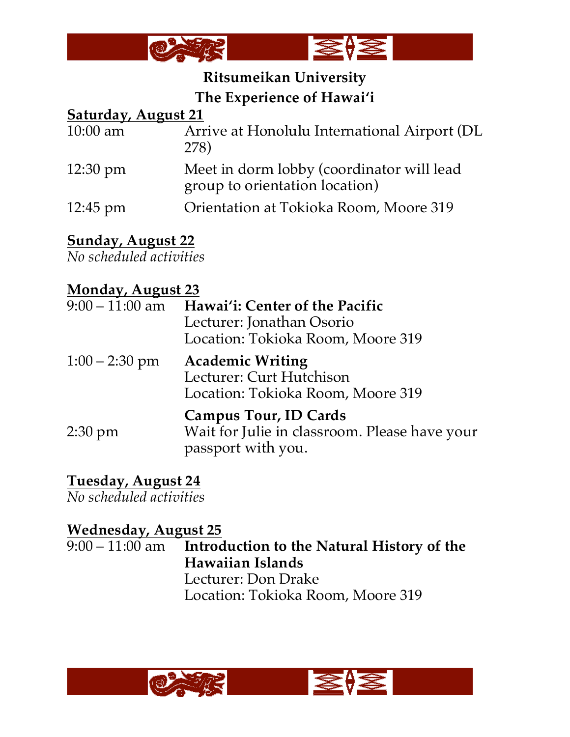## Ritsumeikan University
## The Experience of Hawai'i

**Saturday, August 21**

| | |
|---|---|
| 10:00 am | Arrive at Honolulu International Airport (DL 278) |
| 12:30 pm | Meet in dorm lobby (coordinator will lead group to orientation location) |
| 12:45 pm | Orientation at Tokioka Room, Moore 319 |

**Sunday, August 22**

*No scheduled activities*

**Monday, August 23**

| | |
|---|---|
| 9:00 – 11:00 am | **Hawai'i: Center of the Pacific**<br>Lecturer: Jonathan Osorio<br>Location: Tokioka Room, Moore 319 |
| 1:00 – 2:30 pm | **Academic Writing**<br>Lecturer: Curt Hutchison<br>Location: Tokioka Room, Moore 319 |
| 2:30 pm | **Campus Tour, ID Cards**<br>Wait for Julie in classroom. Please have your passport with you. |

**Tuesday, August 24**

*No scheduled activities*

**Wednesday, August 25**

| | |
|---|---|
| 9:00 – 11:00 am | **Introduction to the Natural History of the Hawaiian Islands**<br>Lecturer: Don Drake<br>Location: Tokioka Room, Moore 319 |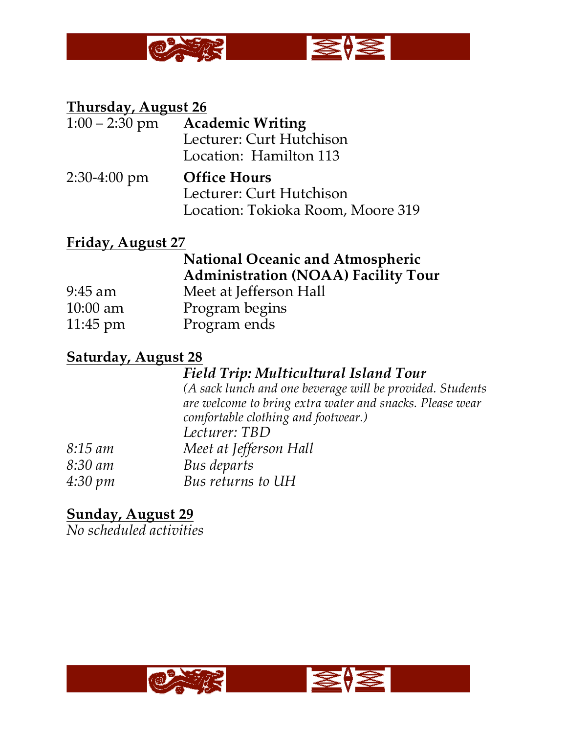**<u>Thursday, August 26</u>**

1:00 – 2:30 pm **Academic Writing**
Lecturer: Curt Hutchison
Location: Hamilton 113

2:30-4:00 pm **Office Hours**
Lecturer: Curt Hutchison
Location: Tokioka Room, Moore 319

**<u>Friday, August 27</u>**

**National Oceanic and Atmospheric Administration (NOAA) Facility Tour**

9:45 am Meet at Jefferson Hall
10:00 am Program begins
11:45 pm Program ends

**<u>Saturday, August 28</u>**

***Field Trip: Multicultural Island Tour***
*(A sack lunch and one beverage will be provided. Students are welcome to bring extra water and snacks. Please wear comfortable clothing and footwear.)*
*Lecturer: TBD*

*8:15 am* *Meet at Jefferson Hall*
*8:30 am* *Bus departs*
*4:30 pm* *Bus returns to UH*

**<u>Sunday, August 29</u>**

*No scheduled activities*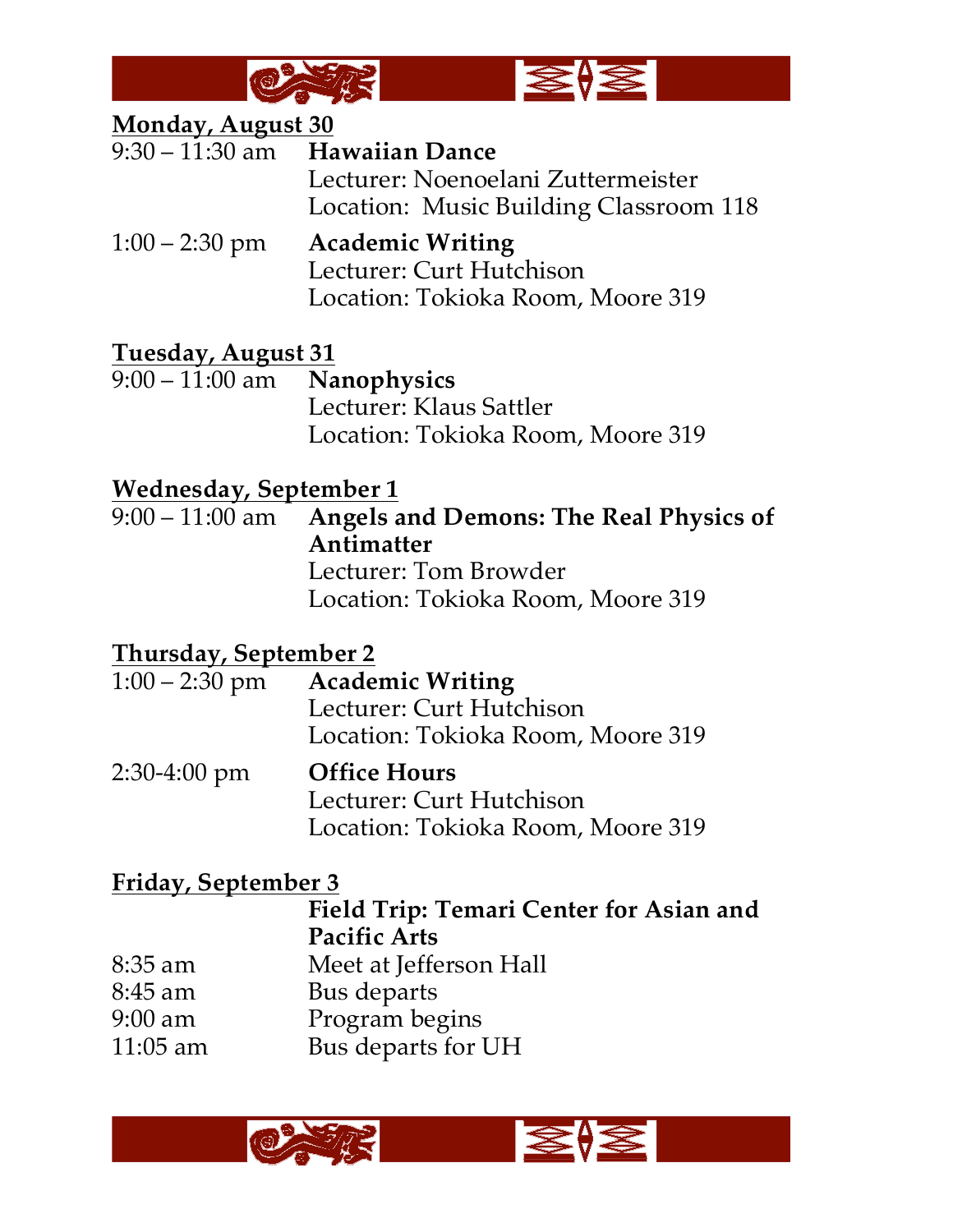**Monday, August 30**

9:30 – 11:30 am **Hawaiian Dance**
Lecturer: Noenoelani Zuttermeister
Location: Music Building Classroom 118

1:00 – 2:30 pm **Academic Writing**
Lecturer: Curt Hutchison
Location: Tokioka Room, Moore 319

**Tuesday, August 31**

9:00 – 11:00 am **Nanophysics**
Lecturer: Klaus Sattler
Location: Tokioka Room, Moore 319

**Wednesday, September 1**

9:00 – 11:00 am **Angels and Demons: The Real Physics of Antimatter**
Lecturer: Tom Browder
Location: Tokioka Room, Moore 319

**Thursday, September 2**

1:00 – 2:30 pm **Academic Writing**
Lecturer: Curt Hutchison
Location: Tokioka Room, Moore 319

2:30-4:00 pm **Office Hours**
Lecturer: Curt Hutchison
Location: Tokioka Room, Moore 319

**Friday, September 3**

**Field Trip: Temari Center for Asian and Pacific Arts**

8:35 am Meet at Jefferson Hall
8:45 am Bus departs
9:00 am Program begins
11:05 am Bus departs for UH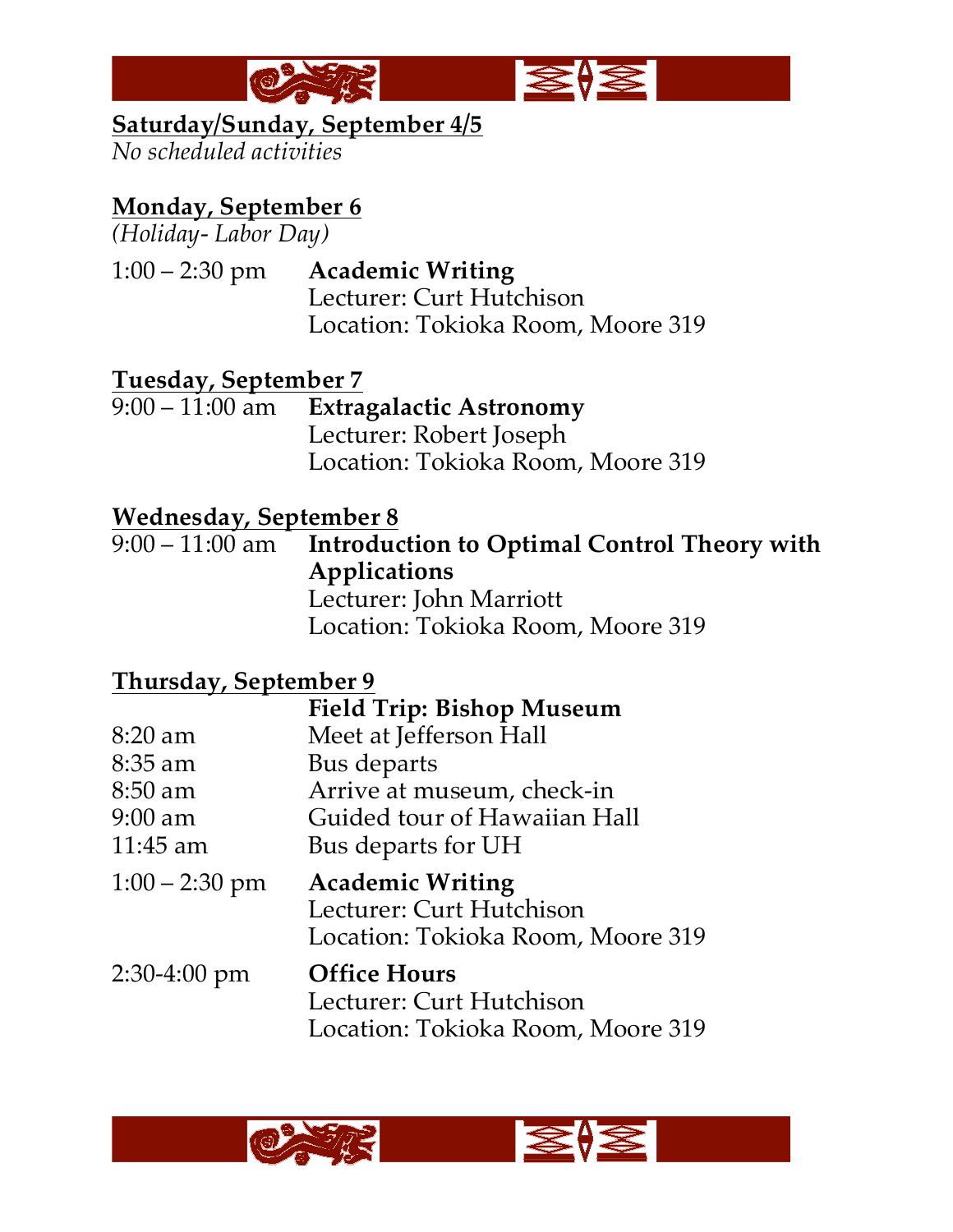**Saturday/Sunday, September 4/5**

*No scheduled activities*

**Monday, September 6**

*(Holiday- Labor Day)*

1:00 – 2:30 pm **Academic Writing**
Lecturer: Curt Hutchison
Location: Tokioka Room, Moore 319

**Tuesday, September 7**

9:00 – 11:00 am **Extragalactic Astronomy**
Lecturer: Robert Joseph
Location: Tokioka Room, Moore 319

**Wednesday, September 8**

9:00 – 11:00 am **Introduction to Optimal Control Theory with Applications**
Lecturer: John Marriott
Location: Tokioka Room, Moore 319

**Thursday, September 9**

**Field Trip: Bishop Museum**

8:20 am Meet at Jefferson Hall
8:35 am Bus departs
8:50 am Arrive at museum, check-in
9:00 am Guided tour of Hawaiian Hall
11:45 am Bus departs for UH

1:00 – 2:30 pm **Academic Writing**
Lecturer: Curt Hutchison
Location: Tokioka Room, Moore 319

2:30-4:00 pm **Office Hours**
Lecturer: Curt Hutchison
Location: Tokioka Room, Moore 319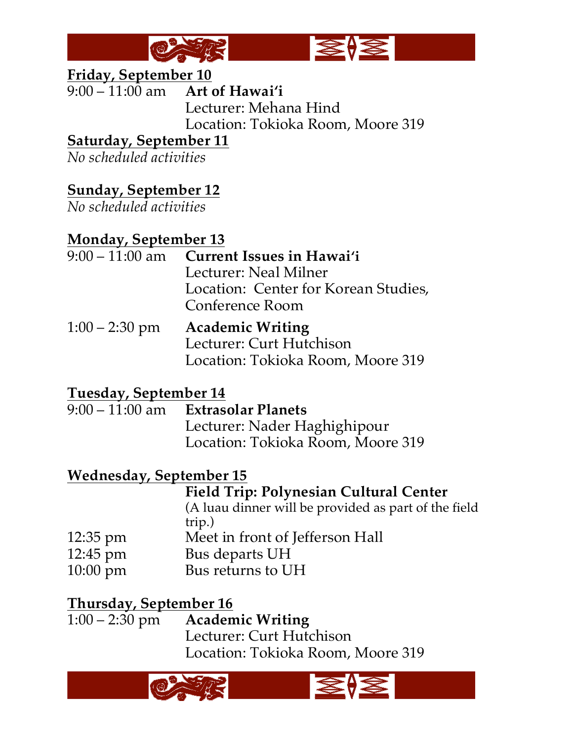**<u>Friday, September 10</u>**

9:00 – 11:00 am **Art of Hawaiʻi**
Lecturer: Mehana Hind
Location: Tokioka Room, Moore 319

**<u>Saturday, September 11</u>**

*No scheduled activities*

**<u>Sunday, September 12</u>**

*No scheduled activities*

**<u>Monday, September 13</u>**

9:00 – 11:00 am **Current Issues in Hawaiʻi**
Lecturer: Neal Milner
Location: Center for Korean Studies, Conference Room

1:00 – 2:30 pm **Academic Writing**
Lecturer: Curt Hutchison
Location: Tokioka Room, Moore 319

**<u>Tuesday, September 14</u>**

9:00 – 11:00 am **Extrasolar Planets**
Lecturer: Nader Haghighipour
Location: Tokioka Room, Moore 319

**<u>Wednesday, September 15</u>**

**Field Trip: Polynesian Cultural Center**
(A luau dinner will be provided as part of the field trip.)

12:35 pm Meet in front of Jefferson Hall
12:45 pm Bus departs UH
10:00 pm Bus returns to UH

**<u>Thursday, September 16</u>**

1:00 – 2:30 pm **Academic Writing**
Lecturer: Curt Hutchison
Location: Tokioka Room, Moore 319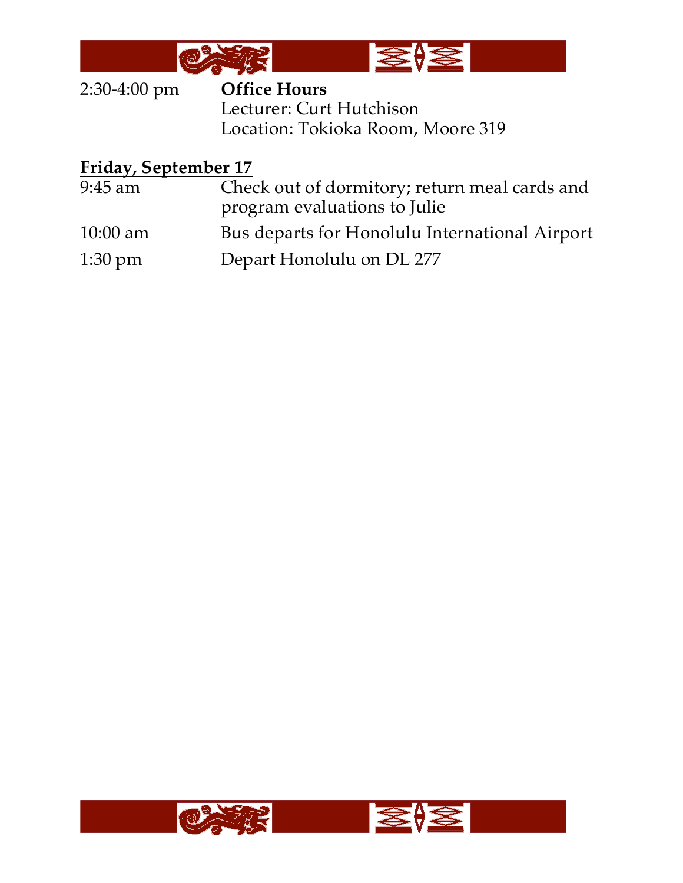2:30-4:00 pm **Office Hours**
Lecturer: Curt Hutchison
Location: Tokioka Room, Moore 319

**Friday, September 17**

9:45 am Check out of dormitory; return meal cards and program evaluations to Julie

10:00 am Bus departs for Honolulu International Airport

1:30 pm Depart Honolulu on DL 277